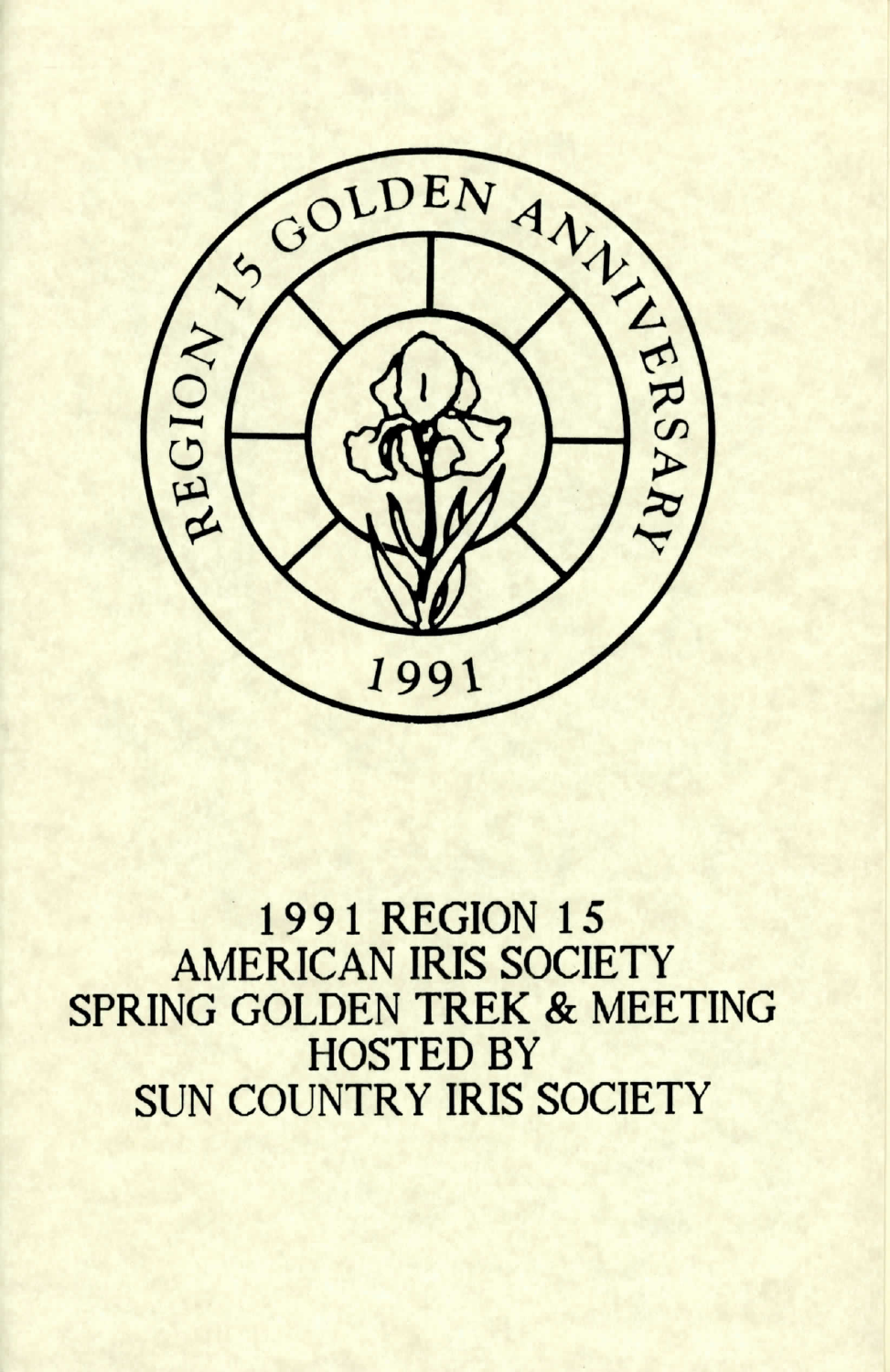REGION 15 GOLDEN ANNIVERSARY

1991

# 1991 REGION 15 AMERICAN IRIS SOCIETY SPRING GOLDEN TREK & MEETING HOSTED BY SUN COUNTRY IRIS SOCIETY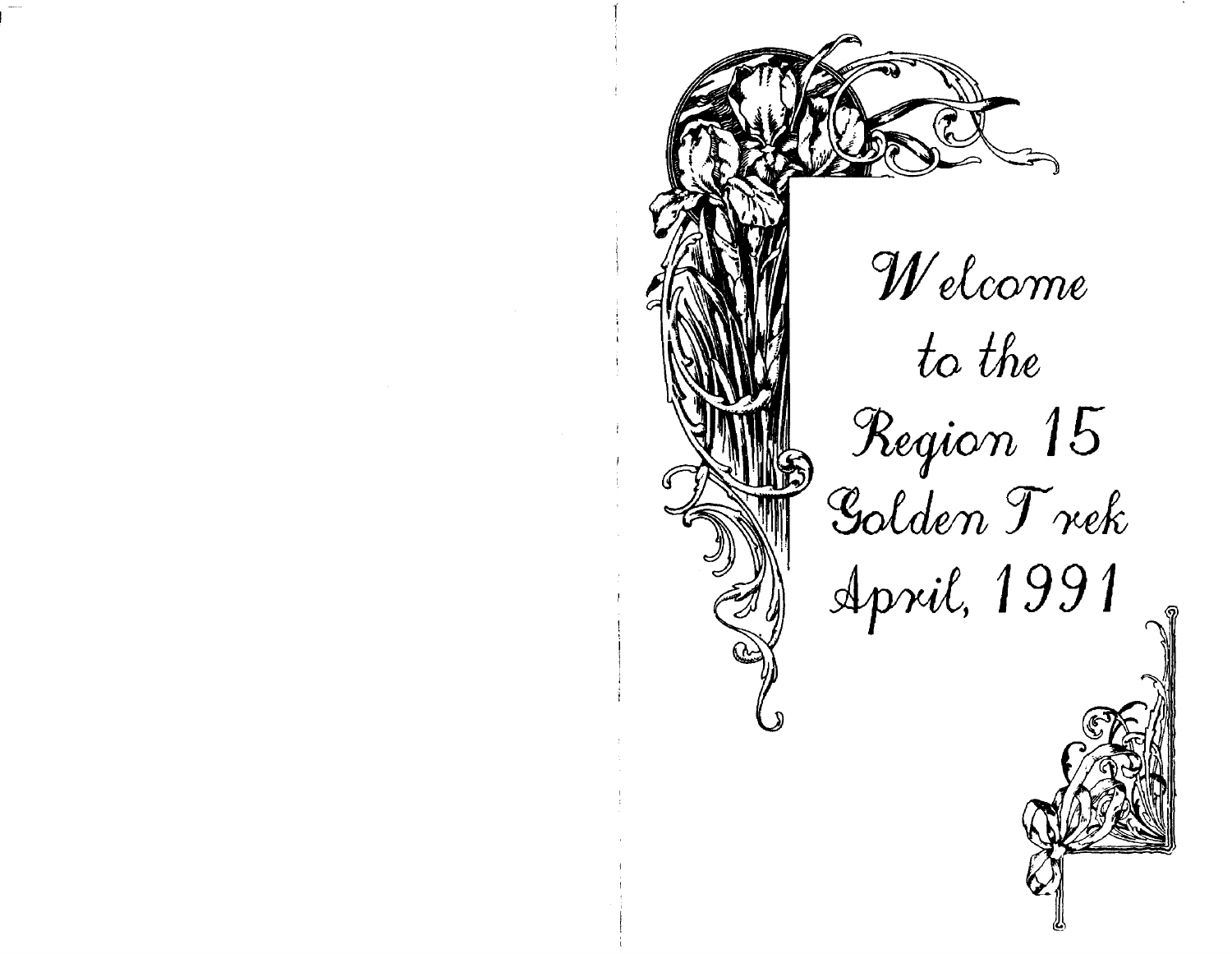Welcome
to the
Region 15
Golden Trek
April, 1991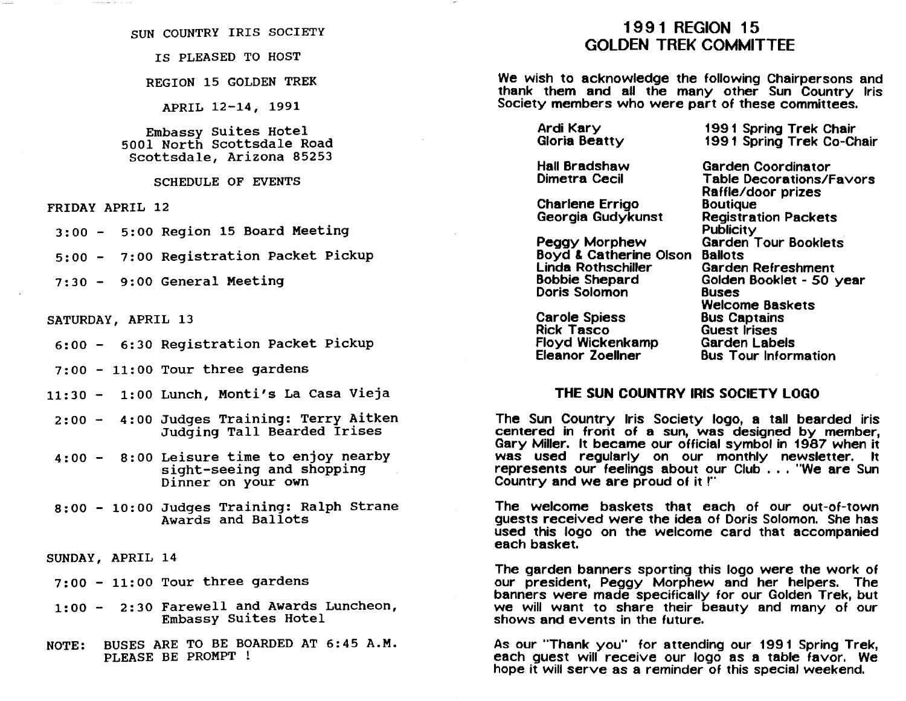SUN COUNTRY IRIS SOCIETY

IS PLEASED TO HOST

REGION 15 GOLDEN TREK

APRIL 12-14, 1991

Embassy Suites Hotel
5001 North Scottsdale Road
Scottsdale, Arizona 85253

## SCHEDULE OF EVENTS

### FRIDAY APRIL 12

- 3:00 - 5:00 Region 15 Board Meeting
- 5:00 - 7:00 Registration Packet Pickup
- 7:30 - 9:00 General Meeting

### SATURDAY, APRIL 13

- 6:00 - 6:30 Registration Packet Pickup
- 7:00 - 11:00 Tour three gardens
- 11:30 - 1:00 Lunch, Monti's La Casa Vieja
- 2:00 - 4:00 Judges Training: Terry Aitken Judging Tall Bearded Irises
- 4:00 - 8:00 Leisure time to enjoy nearby sight-seeing and shopping Dinner on your own
- 8:00 - 10:00 Judges Training: Ralph Strane Awards and Ballots

### SUNDAY, APRIL 14

- 7:00 - 11:00 Tour three gardens
- 1:00 - 2:30 Farewell and Awards Luncheon, Embassy Suites Hotel

NOTE: BUSES ARE TO BE BOARDED AT 6:45 A.M. PLEASE BE PROMPT !

# 1991 REGION 15 GOLDEN TREK COMMITTEE

We wish to acknowledge the following Chairpersons and thank them and all the many other Sun Country Iris Society members who were part of these committees.

| Name | Committee |
|---|---|
| Ardi Kary | 1991 Spring Trek Chair |
| Gloria Beatty | 1991 Spring Trek Co-Chair |
| Hall Bradshaw | Garden Coordinator |
| Dimetra Cecil | Table Decorations/Favors |
| | Raffle/door prizes |
| Charlene Errigo | Boutique |
| Georgia Gudykunst | Registration Packets |
| | Publicity |
| Peggy Morphew | Garden Tour Booklets |
| Boyd & Catherine Olson | Ballots |
| Linda Rothschiller | Garden Refreshment |
| Bobbie Shepard | Golden Booklet - 50 year |
| Doris Solomon | Buses |
| | Welcome Baskets |
| Carole Spiess | Bus Captains |
| Rick Tasco | Guest Irises |
| Floyd Wickenkamp | Garden Labels |
| Eleanor Zoellner | Bus Tour Information |

## THE SUN COUNTRY IRIS SOCIETY LOGO

The Sun Country Iris Society logo, a tall bearded iris centered in front of a sun, was designed by member, Gary Miller. It became our official symbol in 1987 when it was used regularly on our monthly newsletter. It represents our feelings about our Club . . . "We are Sun Country and we are proud of it !"

The welcome baskets that each of our out-of-town guests received were the idea of Doris Solomon. She has used this logo on the welcome card that accompanied each basket.

The garden banners sporting this logo were the work of our president, Peggy Morphew and her helpers. The banners were made specifically for our Golden Trek, but we will want to share their beauty and many of our shows and events in the future.

As our "Thank you" for attending our 1991 Spring Trek, each guest will receive our logo as a table favor. We hope it will serve as a reminder of this special weekend.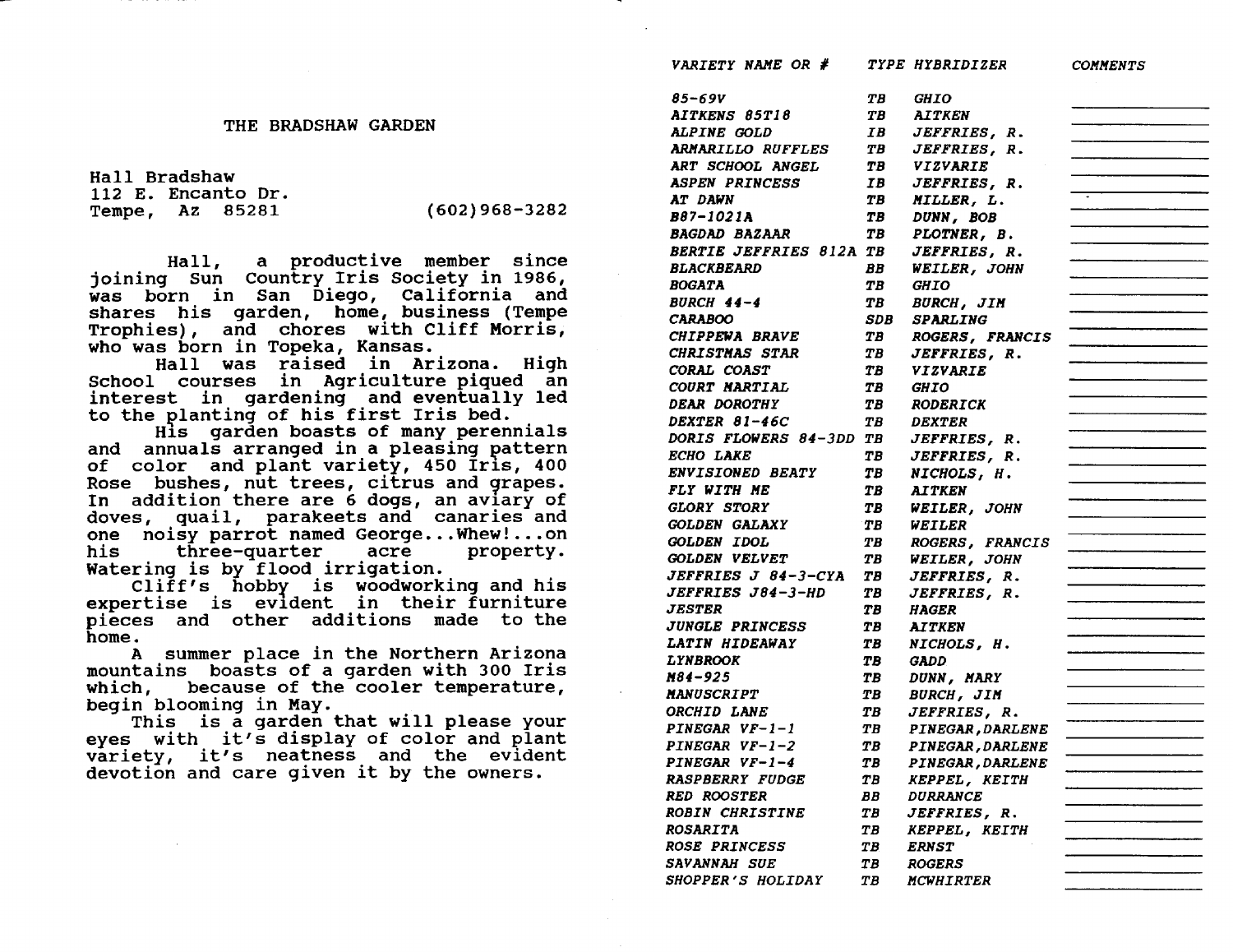## THE BRADSHAW GARDEN

Hall Bradshaw
112 E. Encanto Dr.
Tempe, Az 85281 (602)968-3282

Hall, a productive member since joining Sun Country Iris Society in 1986, was born in San Diego, California and shares his garden, home, business (Tempe Trophies), and chores with Cliff Morris, who was born in Topeka, Kansas.

Hall was raised in Arizona. High School courses in Agriculture piqued an interest in gardening and eventually led to the planting of his first Iris bed.

His garden boasts of many perennials and annuals arranged in a pleasing pattern of color and plant variety, 450 Iris, 400 Rose bushes, nut trees, citrus and grapes. In addition there are 6 dogs, an aviary of doves, quail, parakeets and canaries and one noisy parrot named George...Whew!...on his three-quarter acre property. Watering is by flood irrigation.

Cliff's hobby is woodworking and his expertise is evident in their furniture pieces and other additions made to the home.

A summer place in the Northern Arizona mountains boasts of a garden with 300 Iris which, because of the cooler temperature, begin blooming in May.

This is a garden that will please your eyes with it's display of color and plant variety, it's neatness and the evident devotion and care given it by the owners.

| *VARIETY NAME OR #* | *TYPE* | *HYBRIDIZER* | *COMMENTS* |
|---|---|---|---|
| *85-69V* | *TB* | *GHIO* | |
| *AITKENS 85T18* | *TB* | *AITKEN* | |
| *ALPINE GOLD* | *IB* | *JEFFRIES, R.* | |
| *ARMARILLO RUFFLES* | *TB* | *JEFFRIES, R.* | |
| *ART SCHOOL ANGEL* | *TB* | *VIZVARIE* | |
| *ASPEN PRINCESS* | *IB* | *JEFFRIES, R.* | |
| *AT DAWN* | *TB* | *MILLER, L.* | |
| *B87-1021A* | *TB* | *DUNN, BOB* | |
| *BAGDAD BAZAAR* | *TB* | *PLOTNER, B.* | |
| *BERTIE JEFFRIES 812A* | *TB* | *JEFFRIES, R.* | |
| *BLACKBEARD* | *BB* | *WEILER, JOHN* | |
| *BOGATA* | *TB* | *GHIO* | |
| *BURCH 44-4* | *TB* | *BURCH, JIM* | |
| *CARABOO* | *SDB* | *SPARLING* | |
| *CHIPPEWA BRAVE* | *TB* | *ROGERS, FRANCIS* | |
| *CHRISTMAS STAR* | *TB* | *JEFFRIES, R.* | |
| *CORAL COAST* | *TB* | *VIZVARIE* | |
| *COURT MARTIAL* | *TB* | *GHIO* | |
| *DEAR DOROTHY* | *TB* | *RODERICK* | |
| *DEXTER 81-46C* | *TB* | *DEXTER* | |
| *DORIS FLOWERS 84-3DD* | *TB* | *JEFFRIES, R.* | |
| *ECHO LAKE* | *TB* | *JEFFRIES, R.* | |
| *ENVISIONED BEATY* | *TB* | *NICHOLS, H.* | |
| *FLY WITH ME* | *TB* | *AITKEN* | |
| *GLORY STORY* | *TB* | *WEILER, JOHN* | |
| *GOLDEN GALAXY* | *TB* | *WEILER* | |
| *GOLDEN IDOL* | *TB* | *ROGERS, FRANCIS* | |
| *GOLDEN VELVET* | *TB* | *WEILER, JOHN* | |
| *JEFFRIES J 84-3-CYA* | *TB* | *JEFFRIES, R.* | |
| *JEFFRIES J84-3-HD* | *TB* | *JEFFRIES, R.* | |
| *JESTER* | *TB* | *HAGER* | |
| *JUNGLE PRINCESS* | *TB* | *AITKEN* | |
| *LATIN HIDEAWAY* | *TB* | *NICHOLS, H.* | |
| *LYNBROOK* | *TB* | *GADD* | |
| *M84-925* | *TB* | *DUNN, MARY* | |
| *MANUSCRIPT* | *TB* | *BURCH, JIM* | |
| *ORCHID LANE* | *TB* | *JEFFRIES, R.* | |
| *PINEGAR VF-1-1* | *TB* | *PINEGAR,DARLENE* | |
| *PINEGAR VF-1-2* | *TB* | *PINEGAR,DARLENE* | |
| *PINEGAR VF-1-4* | *TB* | *PINEGAR,DARLENE* | |
| *RASPBERRY FUDGE* | *TB* | *KEPPEL, KEITH* | |
| *RED ROOSTER* | *BB* | *DURRANCE* | |
| *ROBIN CHRISTINE* | *TB* | *JEFFRIES, R.* | |
| *ROSARITA* | *TB* | *KEPPEL, KEITH* | |
| *ROSE PRINCESS* | *TB* | *ERNST* | |
| *SAVANNAH SUE* | *TB* | *ROGERS* | |
| *SHOPPER'S HOLIDAY* | *TB* | *MCWHIRTER* | |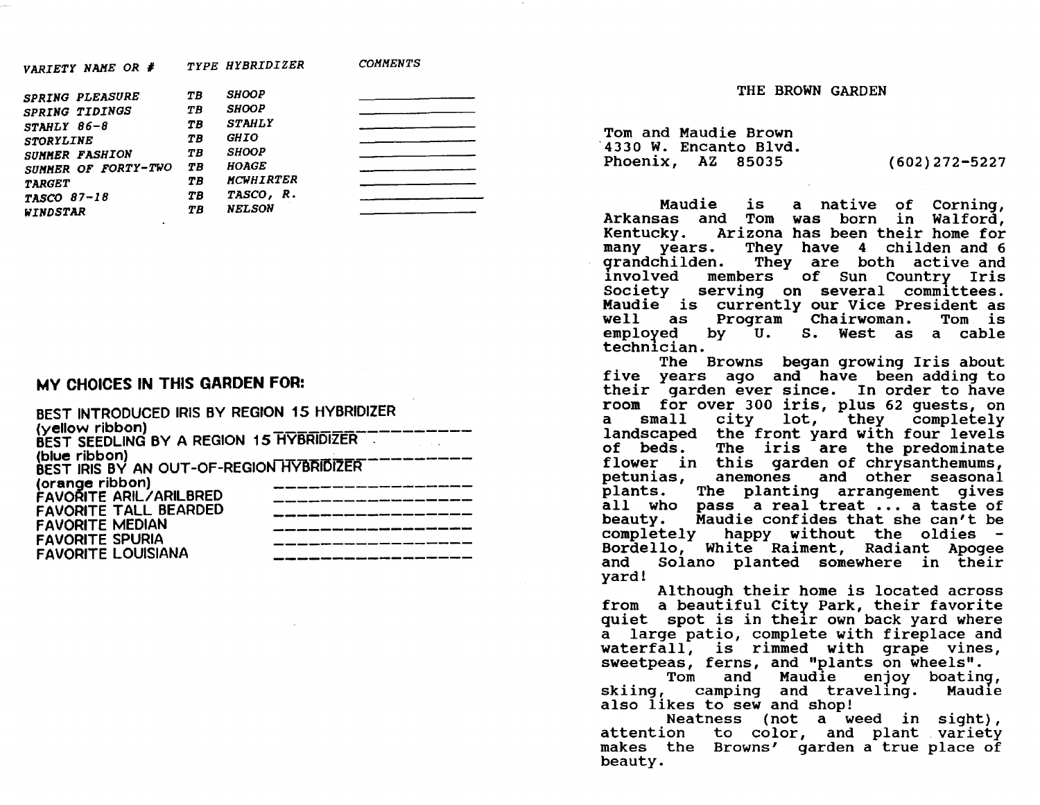| *VARIETY NAME OR #* | *TYPE* | *HYBRIDIZER* | *COMMENTS* |
|---|---|---|---|
| *SPRING PLEASURE* | *TB* | *SHOOP* | ____________ |
| *SPRING TIDINGS* | *TB* | *SHOOP* | ____________ |
| *STAHLY 86-8* | *TB* | *STAHLY* | ____________ |
| *STORYLINE* | *TB* | *GHIO* | ____________ |
| *SUMMER FASHION* | *TB* | *SHOOP* | ____________ |
| *SUMMER OF FORTY-TWO* | *TB* | *HOAGE* | ____________ |
| *TARGET* | *TB* | *MCWHIRTER* | ____________ |
| *TASCO 87-18* | *TB* | *TASCO, R.* | ____________ |
| *WINDSTAR* | *TB* | *NELSON* | ____________ |

## MY CHOICES IN THIS GARDEN FOR:

BEST INTRODUCED IRIS BY REGION 15 HYBRIDIZER (yellow ribbon) ____________

BEST SEEDLING BY A REGION 15 HYBRIDIZER (blue ribbon) ____________

BEST IRIS BY AN OUT-OF-REGION HYBRIDIZER (orange ribbon) ____________

FAVORITE ARIL/ARILBRED ____________

FAVORITE TALL BEARDED ____________

FAVORITE MEDIAN ____________

FAVORITE SPURIA ____________

FAVORITE LOUISIANA ____________

## THE BROWN GARDEN

Tom and Maudie Brown
4330 W. Encanto Blvd.
Phoenix, AZ 85035 (602)272-5227

Maudie is a native of Corning, Arkansas and Tom was born in Walford, Kentucky. Arizona has been their home for many years. They have 4 childen and 6 grandchilden. They are both active and involved members of Sun Country Iris Society serving on several committees. Maudie is currently our Vice President as well as Program Chairwoman. Tom is employed by U. S. West as a cable technician.

The Browns began growing Iris about five years ago and have been adding to their garden ever since. In order to have room for over 300 iris, plus 62 guests, on a small city lot, they completely landscaped the front yard with four levels of beds. The iris are the predominate flower in this garden of chrysanthemums, petunias, anemones and other seasonal plants. The planting arrangement gives all who pass a real treat ... a taste of beauty. Maudie confides that she can't be completely happy without the oldies - Bordello, White Raiment, Radiant Apogee and Solano planted somewhere in their yard!

Although their home is located across from a beautiful City Park, their favorite quiet spot is in their own back yard where a large patio, complete with fireplace and waterfall, is rimmed with grape vines, sweetpeas, ferns, and "plants on wheels".

Tom and Maudie enjoy boating, skiing, camping and traveling. Maudie also likes to sew and shop!

Neatness (not a weed in sight), attention to color, and plant variety makes the Browns' garden a true place of beauty.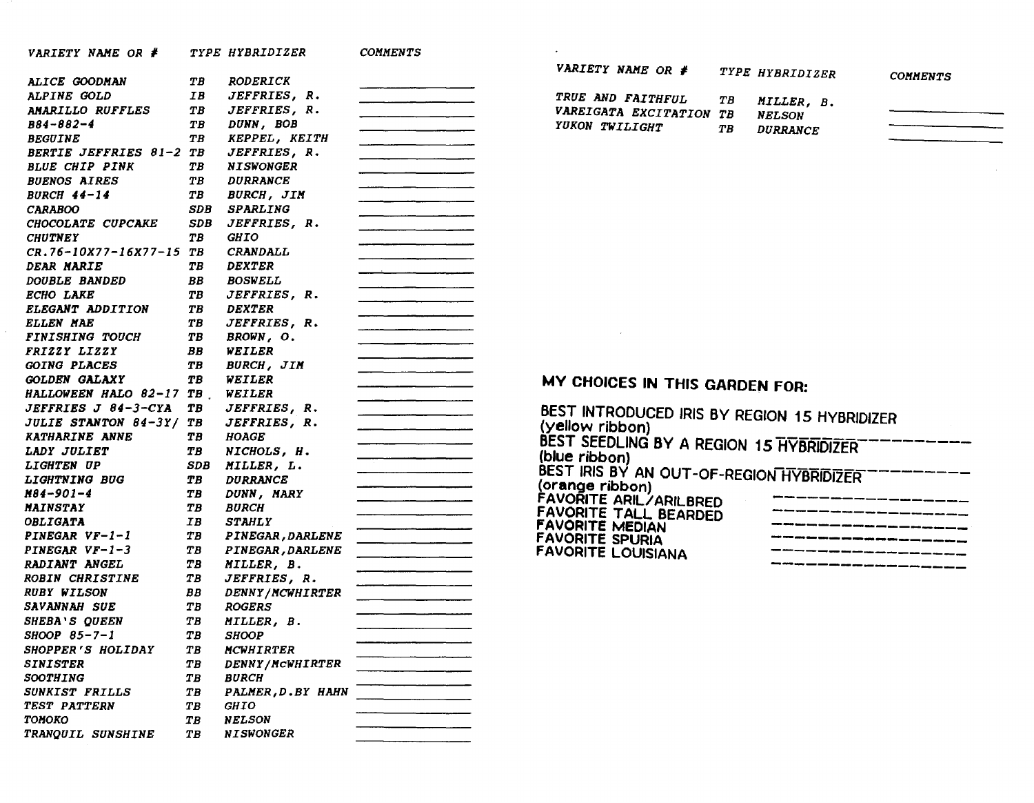| VARIETY NAME OR # | TYPE | HYBRIDIZER | COMMENTS |
|---|---|---|---|
| ALICE GOODMAN | TB | RODERICK | |
| ALPINE GOLD | IB | JEFFRIES, R. | |
| AMARILLO RUFFLES | TB | JEFFRIES, R. | |
| B84-882-4 | TB | DUNN, BOB | |
| BEGUINE | TB | KEPPEL, KEITH | |
| BERTIE JEFFRIES 81-2 | TB | JEFFRIES, R. | |
| BLUE CHIP PINK | TB | NISWONGER | |
| BUENOS AIRES | TB | DURRANCE | |
| BURCH 44-14 | TB | BURCH, JIM | |
| CARABOO | SDB | SPARLING | |
| CHOCOLATE CUPCAKE | SDB | JEFFRIES, R. | |
| CHUTNEY | TB | GHIO | |
| CR.76-10X77-16X77-15 | TB | CRANDALL | |
| DEAR MARIE | TB | DEXTER | |
| DOUBLE BANDED | BB | BOSWELL | |
| ECHO LAKE | TB | JEFFRIES, R. | |
| ELEGANT ADDITION | TB | DEXTER | |
| ELLEN MAE | TB | JEFFRIES, R. | |
| FINISHING TOUCH | TB | BROWN, O. | |
| FRIZZY LIZZY | BB | WEILER | |
| GOING PLACES | TB | BURCH, JIM | |
| GOLDEN GALAXY | TB | WEILER | |
| HALLOWEEN HALO 82-17 | TB | WEILER | |
| JEFFRIES J 84-3-CYA | TB | JEFFRIES, R. | |
| JULIE STANTON 84-3Y/ | TB | JEFFRIES, R. | |
| KATHARINE ANNE | TB | HOAGE | |
| LADY JULIET | TB | NICHOLS, H. | |
| LIGHTEN UP | SDB | MILLER, L. | |
| LIGHTNING BUG | TB | DURRANCE | |
| M84-901-4 | TB | DUNN, MARY | |
| MAINSTAY | TB | BURCH | |
| OBLIGATA | IB | STAHLY | |
| PINEGAR VF-1-1 | TB | PINEGAR,DARLENE | |
| PINEGAR VF-1-3 | TB | PINEGAR,DARLENE | |
| RADIANT ANGEL | TB | MILLER, B. | |
| ROBIN CHRISTINE | TB | JEFFRIES, R. | |
| RUBY WILSON | BB | DENNY/MCWHIRTER | |
| SAVANNAH SUE | TB | ROGERS | |
| SHEBA'S QUEEN | TB | MILLER, B. | |
| SHOOP 85-7-1 | TB | SHOOP | |
| SHOPPER'S HOLIDAY | TB | MCWHIRTER | |
| SINISTER | TB | DENNY/McWHIRTER | |
| SOOTHING | TB | BURCH | |
| SUNKIST FRILLS | TB | PALMER,D.BY HAHN | |
| TEST PATTERN | TB | GHIO | |
| TOMOKO | TB | NELSON | |
| TRANQUIL SUNSHINE | TB | NISWONGER | |
| TRUE AND FAITHFUL | TB | MILLER, B. | |
| VAREIGATA EXCITATION | TB | NELSON | |
| YUKON TWILIGHT | TB | DURRANCE | |

**MY CHOICES IN THIS GARDEN FOR:**

BEST INTRODUCED IRIS BY REGION 15 HYBRIDIZER (yellow ribbon) ____________________

BEST SEEDLING BY A REGION 15 HYBRIDIZER (blue ribbon) ____________________

BEST IRIS BY AN OUT-OF-REGION HYBRIDIZER (orange ribbon) ____________________

FAVORITE ARIL/ARILBRED ____________________

FAVORITE TALL BEARDED ____________________

FAVORITE MEDIAN ____________________

FAVORITE SPURIA ____________________

FAVORITE LOUISIANA ____________________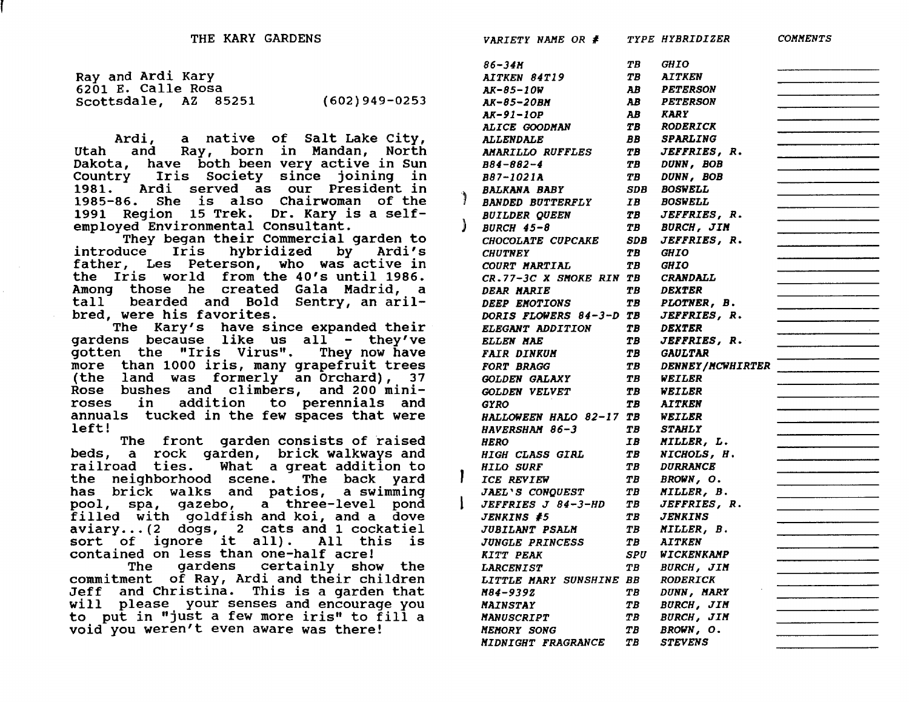# THE KARY GARDENS

Ray and Ardi Kary
6201 E. Calle Rosa
Scottsdale, AZ 85251 (602)949-0253

Ardi, a native of Salt Lake City, Utah and Ray, born in Mandan, North Dakota, have both been very active in Sun Country Iris Society since joining in 1981. Ardi served as our President in 1985-86. She is also Chairwoman of the 1991 Region 15 Trek. Dr. Kary is a self-employed Environmental Consultant.

They began their Commercial garden to introduce Iris hybridized by Ardi's father, Les Peterson, who was active in the Iris world from the 40's until 1986. Among those he created Gala Madrid, a tall bearded and Bold Sentry, an aril-bred, were his favorites.

The Kary's have since expanded their gardens because like us all - they've gotten the "Iris Virus". They now have more than 1000 iris, many grapefruit trees (the land was formerly an Orchard), 37 Rose bushes and climbers, and 200 mini-roses in addition to perennials and annuals tucked in the few spaces that were left!

The front garden consists of raised beds, a rock garden, brick walkways and railroad ties. What a great addition to the neighborhood scene. The back yard has brick walks and patios, a swimming pool, spa, gazebo, a three-level pond filled with goldfish and koi, and a dove aviary...(2 dogs, 2 cats and 1 cockatiel sort of ignore it all). All this is contained on less than one-half acre!

The gardens certainly show the commitment of Ray, Ardi and their children Jeff and Christina. This is a garden that will please your senses and encourage you to put in "just a few more iris" to fill a void you weren't even aware was there!

| VARIETY NAME OR # | TYPE | HYBRIDIZER | COMMENTS |
|---|---|---|---|
| 86-34M | TB | GHIO | |
| AITKEN 84T19 | TB | AITKEN | |
| AK-85-10W | AB | PETERSON | |
| AK-85-20BM | AB | PETERSON | |
| AK-91-1OP | AB | KARY | |
| ALICE GOODMAN | TB | RODERICK | |
| ALLENDALE | BB | SPARLING | |
| AMARILLO RUFFLES | TB | JEFFRIES, R. | |
| B84-882-4 | TB | DUNN, BOB | |
| B87-1021A | TB | DUNN, BOB | |
| BALKANA BABY | SDB | BOSWELL | |
| BANDED BUTTERFLY | IB | BOSWELL | |
| BUILDER QUEEN | TB | JEFFRIES, R. | |
| BURCH 45-8 | TB | BURCH, JIM | |
| CHOCOLATE CUPCAKE | SDB | JEFFRIES, R. | |
| CHUTNEY | TB | GHIO | |
| COURT MARTIAL | TB | GHIO | |
| CR.77-3C X SMOKE RIN | TB | CRANDALL | |
| DEAR MARIE | TB | DEXTER | |
| DEEP EMOTIONS | TB | PLOTNER, B. | |
| DORIS FLOWERS 84-3-D | TB | JEFFRIES, R. | |
| ELEGANT ADDITION | TB | DEXTER | |
| ELLEN MAE | TB | JEFFRIES, R. | |
| FAIR DINKUM | TB | GAULTAR | |
| FORT BRAGG | TB | DENNEY/MCWHIRTER | |
| GOLDEN GALAXY | TB | WEILER | |
| GOLDEN VELVET | TB | WEILER | |
| GYRO | TB | AITKEN | |
| HALLOWEEN HALO 82-17 | TB | WEILER | |
| HAVERSHAM 86-3 | TB | STAHLY | |
| HERO | IB | MILLER, L. | |
| HIGH CLASS GIRL | TB | NICHOLS, H. | |
| HILO SURF | TB | DURRANCE | |
| ICE REVIEW | TB | BROWN, O. | |
| JAEL'S CONQUEST | TB | MILLER, B. | |
| JEFFRIES J 84-3-HD | TB | JEFFRIES, R. | |
| JENKINS #5 | TB | JENKINS | |
| JUBILANT PSALM | TB | MILLER, B. | |
| JUNGLE PRINCESS | TB | AITKEN | |
| KITT PEAK | SPU | WICKENKAMP | |
| LARCENIST | TB | BURCH, JIM | |
| LITTLE MARY SUNSHINE | BB | RODERICK | |
| M84-939Z | TB | DUNN, MARY | |
| MAINSTAY | TB | BURCH, JIM | |
| MANUSCRIPT | TB | BURCH, JIM | |
| MEMORY SONG | TB | BROWN, O. | |
| MIDNIGHT FRAGRANCE | TB | STEVENS | |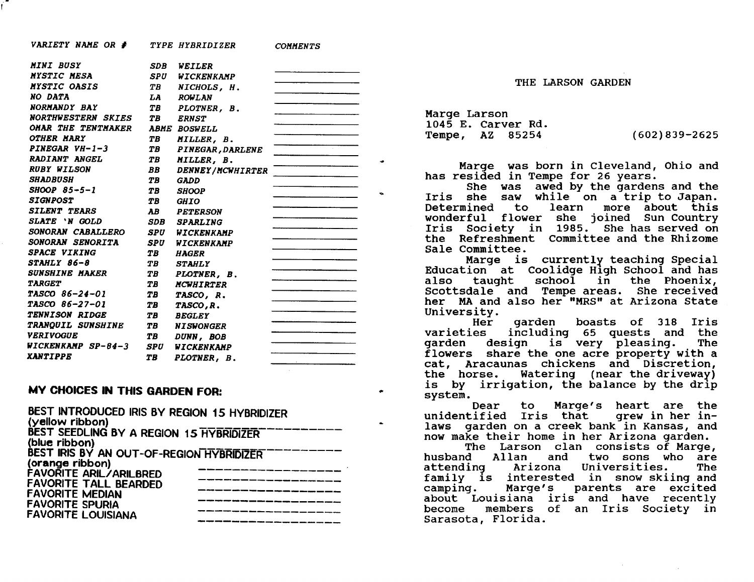| *VARIETY NAME OR #* | *TYPE* | *HYBRIDIZER* | *COMMENTS* |
|---|---|---|---|
| *MINI BUSY* | *SDB* | *WEILER* | |
| *MYSTIC MESA* | *SPU* | *WICKENKAMP* | |
| *MYSTIC OASIS* | *TB* | *NICHOLS, H.* | |
| *NO DATA* | *LA* | *ROWLAN* | |
| *NORMANDY BAY* | *TB* | *PLOTNER, B.* | |
| *NORTHWESTERN SKIES* | *TB* | *ERNST* | |
| *OMAR THE TENTMAKER* | *ABME* | *BOSWELL* | |
| *OTHER MARY* | *TB* | *MILLER, B.* | |
| *PINEGAR VH-1-3* | *TB* | *PINEGAR, DARLENE* | |
| *RADIANT ANGEL* | *TB* | *MILLER, B.* | |
| *RUBY WILSON* | *BB* | *DENNEY/MCWHIRTER* | |
| *SHADBUSH* | *TB* | *GADD* | |
| *SHOOP 85-5-1* | *TB* | *SHOOP* | |
| *SIGNPOST* | *TB* | *GHIO* | |
| *SILENT TEARS* | *AB* | *PETERSON* | |
| *SLATE 'N GOLD* | *SDB* | *SPARLING* | |
| *SONORAN CABALLERO* | *SPU* | *WICKENKAMP* | |
| *SONORAN SENORITA* | *SPU* | *WICKENKAMP* | |
| *SPACE VIKING* | *TB* | *HAGER* | |
| *STAHLY 86-8* | *TB* | *STAHLY* | |
| *SUNSHINE MAKER* | *TB* | *PLOTNER, B.* | |
| *TARGET* | *TB* | *MCWHIRTER* | |
| *TASCO 86-24-01* | *TB* | *TASCO, R.* | |
| *TASCO 86-27-01* | *TB* | *TASCO, R.* | |
| *TENNISON RIDGE* | *TB* | *BEGLEY* | |
| *TRANQUIL SUNSHINE* | *TB* | *NISWONGER* | |
| *VERIVOGUE* | *TB* | *DUNN, BOB* | |
| *WICKENKAMP SP-84-3* | *SPU* | *WICKENKAMP* | |
| *XANTIPPE* | *TB* | *PLOTNER, B.* | |

**MY CHOICES IN THIS GARDEN FOR:**

BEST INTRODUCED IRIS BY REGION 15 HYBRIDIZER (yellow ribbon) ____________________

BEST SEEDLING BY A REGION 15 HYBRIDIZER (blue ribbon) ____________________

BEST IRIS BY AN OUT-OF-REGION HYBRIDIZER (orange ribbon) ____________________

FAVORITE ARIL/ARILBRED ____________________

FAVORITE TALL BEARDED ____________________

FAVORITE MEDIAN ____________________

FAVORITE SPURIA ____________________

FAVORITE LOUISIANA ____________________

## THE LARSON GARDEN

Marge Larson
1045 E. Carver Rd.
Tempe, AZ 85254 (602)839-2625

Marge was born in Cleveland, Ohio and has resided in Tempe for 26 years.

She was awed by the gardens and the Iris she saw while on a trip to Japan. Determined to learn more about this wonderful flower she joined Sun Country Iris Society in 1985. She has served on the Refreshment Committee and the Rhizome Sale Committee.

Marge is currently teaching Special Education at Coolidge High School and has also taught school in the Phoenix, Scottsdale and Tempe areas. She received her MA and also her "MRS" at Arizona State University.

Her garden boasts of 318 Iris varieties including 65 quests and the garden design is very pleasing. The flowers share the one acre property with a cat, Aracaunas chickens and Discretion, the horse. Watering (near the driveway) is by irrigation, the balance by the drip system.

Dear to Marge's heart are the unidentified Iris that grew in her in-laws garden on a creek bank in Kansas, and now make their home in her Arizona garden.

The Larson clan consists of Marge, husband Allan and two sons who are attending Arizona Universities. The family is interested in snow skiing and camping. Marge's parents are excited about Louisiana iris and have recently become members of an Iris Society in Sarasota, Florida.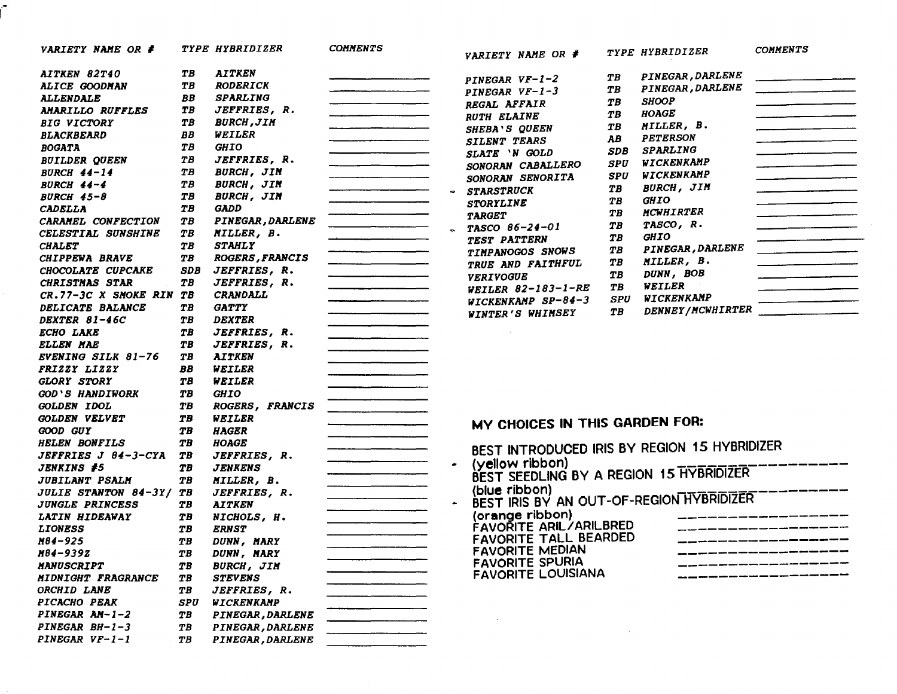| VARIETY NAME OR # | TYPE | HYBRIDIZER | COMMENTS |
|---|---|---|---|
| AITKEN 82T40 | TB | AITKEN | |
| ALICE GOODMAN | TB | RODERICK | |
| ALLENDALE | BB | SPARLING | |
| AMARILLO RUFFLES | TB | JEFFRIES, R. | |
| BIG VICTORY | TB | BURCH,JIM | |
| BLACKBEARD | BB | WEILER | |
| BOGATA | TB | GHIO | |
| BUILDER QUEEN | TB | JEFFRIES, R. | |
| BURCH 44-14 | TB | BURCH, JIM | |
| BURCH 44-4 | TB | BURCH, JIM | |
| BURCH 45-8 | TB | BURCH, JIM | |
| CADELLA | TB | GADD | |
| CARAMEL CONFECTION | TB | PINEGAR,DARLENE | |
| CELESTIAL SUNSHINE | TB | MILLER, B. | |
| CHALET | TB | STAHLY | |
| CHIPPEWA BRAVE | TB | ROGERS,FRANCIS | |
| CHOCOLATE CUPCAKE | SDB | JEFFRIES, R. | |
| CHRISTMAS STAR | TB | JEFFRIES, R. | |
| CR.77-3C X SMOKE RIN | TB | CRANDALL | |
| DELICATE BALANCE | TB | GATTY | |
| DEXTER 81-46C | TB | DEXTER | |
| ECHO LAKE | TB | JEFFRIES, R. | |
| ELLEN MAE | TB | JEFFRIES, R. | |
| EVENING SILK 81-76 | TB | AITKEN | |
| FRIZZY LIZZY | BB | WEILER | |
| GLORY STORY | TB | WEILER | |
| GOD'S HANDIWORK | TB | GHIO | |
| GOLDEN IDOL | TB | ROGERS, FRANCIS | |
| GOLDEN VELVET | TB | WEILER | |
| GOOD GUY | TB | HAGER | |
| HELEN BONFILS | TB | HOAGE | |
| JEFFRIES J 84-3-CYA | TB | JEFFRIES, R. | |
| JENKINS #5 | TB | JENKENS | |
| JUBILANT PSALM | TB | MILLER, B. | |
| JULIE STANTON 84-3Y/ | TB | JEFFRIES, R. | |
| JUNGLE PRINCESS | TB | AITKEN | |
| LATIN HIDEAWAY | TB | NICHOLS, H. | |
| LIONESS | TB | ERNST | |
| M84-925 | TB | DUNN, MARY | |
| M84-939Z | TB | DUNN, MARY | |
| MANUSCRIPT | TB | BURCH, JIM | |
| MIDNIGHT FRAGRANCE | TB | STEVENS | |
| ORCHID LANE | TB | JEFFRIES, R. | |
| PICACHO PEAK | SPU | WICKENKAMP | |
| PINEGAR AM-1-2 | TB | PINEGAR,DARLENE | |
| PINEGAR BH-1-3 | TB | PINEGAR,DARLENE | |
| PINEGAR VF-1-1 | TB | PINEGAR,DARLENE | |
| PINEGAR VF-1-2 | TB | PINEGAR,DARLENE | |
| PINEGAR VF-1-3 | TB | PINEGAR,DARLENE | |
| REGAL AFFAIR | TB | SHOOP | |
| RUTH ELAINE | TB | HOAGE | |
| SHEBA'S QUEEN | TB | MILLER, B. | |
| SILENT TEARS | AB | PETERSON | |
| SLATE 'N GOLD | SDB | SPARLING | |
| SONORAN CABALLERO | SPU | WICKENKAMP | |
| SONORAN SENORITA | SPU | WICKENKAMP | |
| STARSTRUCK | TB | BURCH, JIM | |
| STORYLINE | TB | GHIO | |
| TARGET | TB | MCWHIRTER | |
| TASCO 86-24-01 | TB | TASCO, R. | |
| TEST PATTERN | TB | GHIO | |
| TIMPANOGOS SNOWS | TB | PINEGAR,DARLENE | |
| TRUE AND FAITHFUL | TB | MILLER, B. | |
| VERIVOGUE | TB | DUNN, BOB | |
| WEILER 82-183-1-RE | TB | WEILER | |
| WICKENKAMP SP-84-3 | SPU | WICKENKAMP | |
| WINTER'S WHIMSEY | TB | DENNEY/MCWHIRTER | |

## MY CHOICES IN THIS GARDEN FOR:

BEST INTRODUCED IRIS BY REGION 15 HYBRIDIZER (yellow ribbon) ____________________

BEST SEEDLING BY A REGION 15 HYBRIDIZER (blue ribbon) ____________________

BEST IRIS BY AN OUT-OF-REGION HYBRIDIZER (orange ribbon) ____________________

FAVORITE ARIL/ARILBRED ____________________

FAVORITE TALL BEARDED ____________________

FAVORITE MEDIAN ____________________

FAVORITE SPURIA ____________________

FAVORITE LOUISIANA ____________________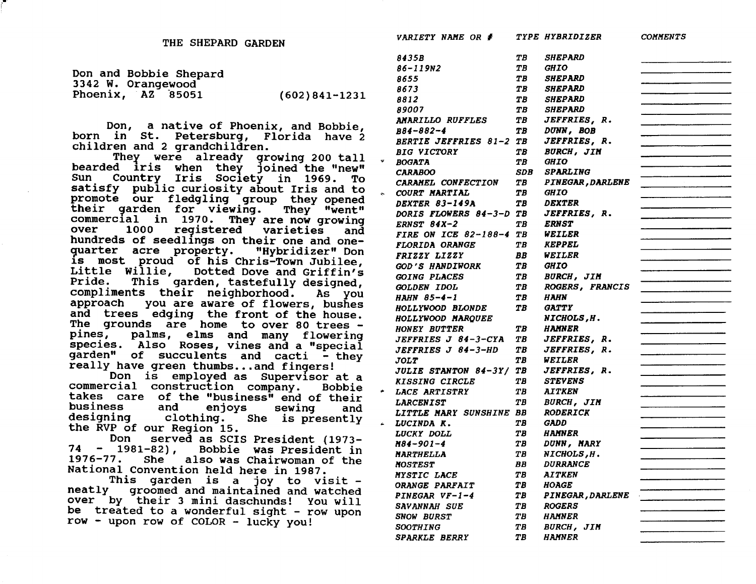# THE SHEPARD GARDEN

Don and Bobbie Shepard
3342 W. Orangewood
Phoenix, AZ 85051 (602)841-1231

Don, a native of Phoenix, and Bobbie, born in St. Petersburg, Florida have 2 children and 2 grandchildren.

They were already growing 200 tall bearded iris when they joined the "new" Sun Country Iris Society in 1969. To satisfy public curiosity about Iris and to promote our fledgling group they opened their garden for viewing. They "went" commercial in 1970. They are now growing over 1000 registered varieties and hundreds of seedlings on their one and one-quarter acre property. "Hybridizer" Don is most proud of his Chris-Town Jubilee, Little Willie, Dotted Dove and Griffin's Pride. This garden, tastefully designed, compliments their neighborhood. As you approach you are aware of flowers, bushes and trees edging the front of the house. The grounds are home to over 80 trees - pines, palms, elms and many flowering species. Also Roses, vines and a "special garden" of succulents and cacti - they really have green thumbs...and fingers!

Don is employed as Supervisor at a commercial construction company. Bobbie takes care of the "business" end of their business and enjoys sewing and designing clothing. She is presently the RVP of our Region 15.

Don served as SCIS President (1973-74 - 1981-82), Bobbie was President in 1976-77. She also was Chairwoman of the National Convention held here in 1987.

This garden is a joy to visit - neatly groomed and maintained and watched over by their 3 mini daschunds! You will be treated to a wonderful sight - row upon row - upon row of COLOR - lucky you!

| *VARIETY NAME OR #* | *TYPE* | *HYBRIDIZER* | *COMMENTS* |
|---|---|---|---|
| *8435B* | *TB* | *SHEPARD* | |
| *86-119N2* | *TB* | *GHIO* | |
| *8655* | *TB* | *SHEPARD* | |
| *8673* | *TB* | *SHEPARD* | |
| *8812* | *TB* | *SHEPARD* | |
| *89007* | *TB* | *SHEPARD* | |
| *AMARILLO RUFFLES* | *TB* | *JEFFRIES, R.* | |
| *B84-882-4* | *TB* | *DUNN, BOB* | |
| *BERTIE JEFFRIES 81-2* | *TB* | *JEFFRIES, R.* | |
| *BIG VICTORY* | *TB* | *BURCH, JIM* | |
| *BOGATA* | *TB* | *GHIO* | |
| *CARABOO* | *SDB* | *SPARLING* | |
| *CARAMEL CONFECTION* | *TB* | *PINEGAR, DARLENE* | |
| *COURT MARTIAL* | *TB* | *GHIO* | |
| *DEXTER 83-149A* | *TB* | *DEXTER* | |
| *DORIS FLOWERS 84-3-D* | *TB* | *JEFFRIES, R.* | |
| *ERNST 84X-2* | *TB* | *ERNST* | |
| *FIRE ON ICE 82-188-4* | *TB* | *WEILER* | |
| *FLORIDA ORANGE* | *TB* | *KEPPEL* | |
| *FRIZZY LIZZY* | *BB* | *WEILER* | |
| *GOD'S HANDIWORK* | *TB* | *GHIO* | |
| *GOING PLACES* | *TB* | *BURCH, JIM* | |
| *GOLDEN IDOL* | *TB* | *ROGERS, FRANCIS* | |
| *HAHN 85-4-1* | *TB* | *HAHN* | |
| *HOLLYWOOD BLONDE* | *TB* | *GATTY* | |
| *HOLLYWOOD MARQUEE* | | *NICHOLS, H.* | |
| *HONEY BUTTER* | *TB* | *HAMNER* | |
| *JEFFRIES J 84-3-CYA* | *TB* | *JEFFRIES, R.* | |
| *JEFFRIES J 84-3-HD* | *TB* | *JEFFRIES, R.* | |
| *JOLT* | *TB* | *WEILER* | |
| *JULIE STANTON 84-3Y/* | *TB* | *JEFFRIES, R.* | |
| *KISSING CIRCLE* | *TB* | *STEVENS* | |
| *LACE ARTISTRY* | *TB* | *AITKEN* | |
| *LARCENIST* | *TB* | *BURCH, JIM* | |
| *LITTLE MARY SUNSHINE* | *BB* | *RODERICK* | |
| *LUCINDA K.* | *TB* | *GADD* | |
| *LUCKY DOLL* | *TB* | *HAMNER* | |
| *M84-901-4* | *TB* | *DUNN, MARY* | |
| *MARTHELLA* | *TB* | *NICHOLS, H.* | |
| *MOSTEST* | *BB* | *DURRANCE* | |
| *MYSTIC LACE* | *TB* | *AITKEN* | |
| *ORANGE PARFAIT* | *TB* | *HOAGE* | |
| *PINEGAR VF-1-4* | *TB* | *PINEGAR, DARLENE* | |
| *SAVANNAH SUE* | *TB* | *ROGERS* | |
| *SNOW BURST* | *TB* | *HAMNER* | |
| *SOOTHING* | *TB* | *BURCH, JIM* | |
| *SPARKLE BERRY* | *TB* | *HAMNER* | |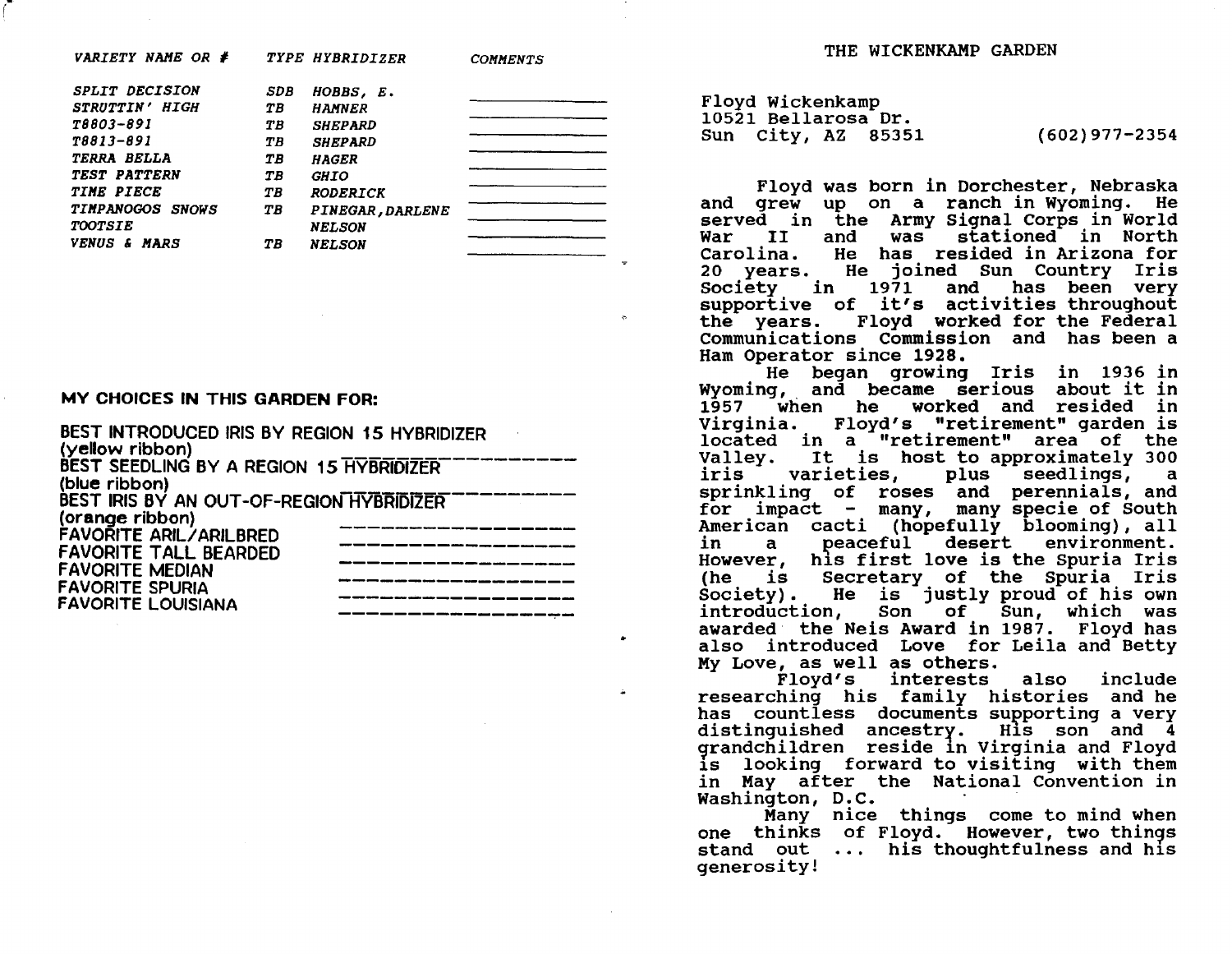| *VARIETY NAME OR #* | *TYPE* | *HYBRIDIZER* | *COMMENTS* |
|---|---|---|---|
| *SPLIT DECISION* | *SDB* | *HOBBS, E.* | |
| *STRUTTIN' HIGH* | *TB* | *HAMNER* | |
| *T8803-891* | *TB* | *SHEPARD* | |
| *T8813-891* | *TB* | *SHEPARD* | |
| *TERRA BELLA* | *TB* | *HAGER* | |
| *TEST PATTERN* | *TB* | *GHIO* | |
| *TIME PIECE* | *TB* | *RODERICK* | |
| *TIMPANOGOS SNOWS* | *TB* | *PINEGAR, DARLENE* | |
| *TOOTSIE* | | *NELSON* | |
| *VENUS & MARS* | *TB* | *NELSON* | |

**MY CHOICES IN THIS GARDEN FOR:**

BEST INTRODUCED IRIS BY REGION 15 HYBRIDIZER (yellow ribbon) ____________________

BEST SEEDLING BY A REGION 15 HYBRIDIZER (blue ribbon) ____________________

BEST IRIS BY AN OUT-OF-REGION HYBRIDIZER (orange ribbon) ____________________

FAVORITE ARIL/ARILBRED ____________________

FAVORITE TALL BEARDED ____________________

FAVORITE MEDIAN ____________________

FAVORITE SPURIA ____________________

FAVORITE LOUISIANA ____________________

# THE WICKENKAMP GARDEN

Floyd Wickenkamp
10521 Bellarosa Dr.
Sun City, AZ 85351 (602)977-2354

Floyd was born in Dorchester, Nebraska and grew up on a ranch in Wyoming. He served in the Army Signal Corps in World War II and was stationed in North Carolina. He has resided in Arizona for 20 years. He joined Sun Country Iris Society in 1971 and has been very supportive of it's activities throughout the years. Floyd worked for the Federal Communications Commission and has been a Ham Operator since 1928.

He began growing Iris in 1936 in Wyoming, and became serious about it in 1957 when he worked and resided in Virginia. Floyd's "retirement" garden is located in a "retirement" area of the Valley. It is host to approximately 300 iris varieties, plus seedlings, a sprinkling of roses and perennials, and for impact - many, many specie of South American cacti (hopefully blooming), all in a peaceful desert environment. However, his first love is the Spuria Iris (he is Secretary of the Spuria Iris Society). He is justly proud of his own introduction, Son of Sun, which was awarded the Neis Award in 1987. Floyd has also introduced Love for Leila and Betty My Love, as well as others.

Floyd's interests also include researching his family histories and he has countless documents supporting a very distinguished ancestry. His son and 4 grandchildren reside in Virginia and Floyd is looking forward to visiting with them in May after the National Convention in Washington, D.C.

Many nice things come to mind when one thinks of Floyd. However, two things stand out ... his thoughtfulness and his generosity!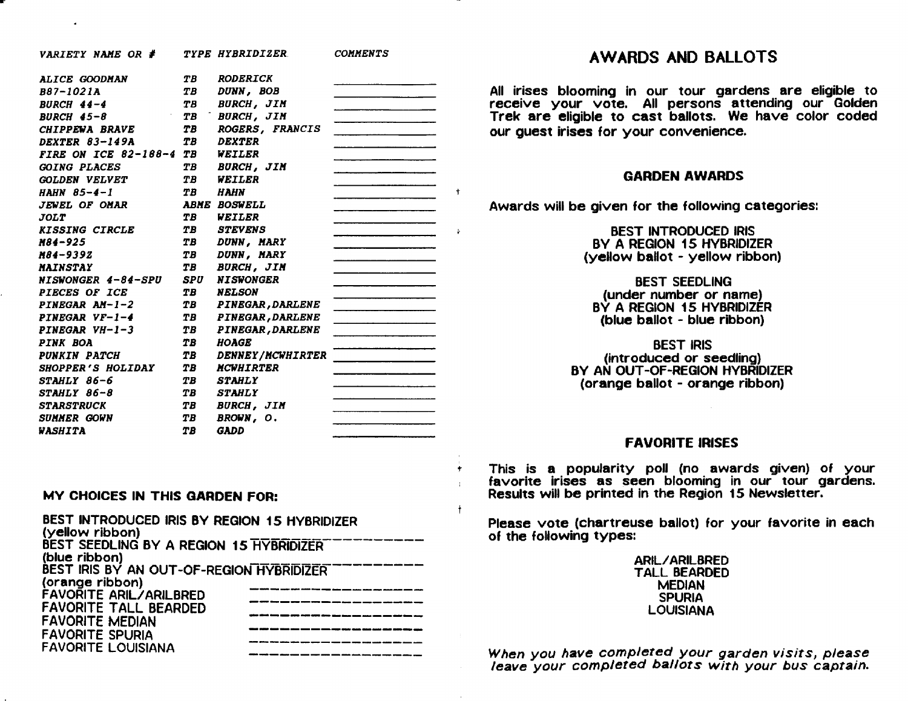| VARIETY NAME OR # | TYPE | HYBRIDIZER | COMMENTS |
|---|---|---|---|
| ALICE GOODMAN | TB | RODERICK | |
| B87-1021A | TB | DUNN, BOB | |
| BURCH 44-4 | TB | BURCH, JIM | |
| BURCH 45-8 | TB | BURCH, JIM | |
| CHIPPEWA BRAVE | TB | ROGERS, FRANCIS | |
| DEXTER 83-149A | TB | DEXTER | |
| FIRE ON ICE 82-188-4 | TB | WEILER | |
| GOING PLACES | TB | BURCH, JIM | |
| GOLDEN VELVET | TB | WEILER | |
| HAHN 85-4-1 | TB | HAHN | |
| JEWEL OF OMAR | ABME | BOSWELL | |
| JOLT | TB | WEILER | |
| KISSING CIRCLE | TB | STEVENS | |
| M84-925 | TB | DUNN, MARY | |
| M84-939Z | TB | DUNN, MARY | |
| MAINSTAY | TB | BURCH, JIM | |
| NISWONGER 4-84-SPU | SPU | NISWONGER | |
| PIECES OF ICE | TB | NELSON | |
| PINEGAR AM-1-2 | TB | PINEGAR, DARLENE | |
| PINEGAR VF-1-4 | TB | PINEGAR, DARLENE | |
| PINEGAR VH-1-3 | TB | PINEGAR, DARLENE | |
| PINK BOA | TB | HOAGE | |
| PUNKIN PATCH | TB | DENNEY/MCWHIRTER | |
| SHOPPER'S HOLIDAY | TB | MCWHIRTER | |
| STAHLY 86-6 | TB | STAHLY | |
| STAHLY 86-8 | TB | STAHLY | |
| STARSTRUCK | TB | BURCH, JIM | |
| SUMMER GOWN | TB | BROWN, O. | |
| WASHITA | TB | GADD | |

### MY CHOICES IN THIS GARDEN FOR:

BEST INTRODUCED IRIS BY REGION 15 HYBRIDIZER (yellow ribbon) ________________

BEST SEEDLING BY A REGION 15 HYBRIDIZER (blue ribbon) ________________

BEST IRIS BY AN OUT-OF-REGION HYBRIDIZER (orange ribbon) ________________

FAVORITE ARIL/ARILBRED ________________

FAVORITE TALL BEARDED ________________

FAVORITE MEDIAN ________________

FAVORITE SPURIA ________________

FAVORITE LOUISIANA ________________

## AWARDS AND BALLOTS

All irises blooming in our tour gardens are eligible to receive your vote. All persons attending our Golden Trek are eligible to cast ballots. We have color coded our guest irises for your convenience.

### GARDEN AWARDS

Awards will be given for the following categories:

BEST INTRODUCED IRIS
BY A REGION 15 HYBRIDIZER
(yellow ballot - yellow ribbon)

BEST SEEDLING
(under number or name)
BY A REGION 15 HYBRIDIZER
(blue ballot - blue ribbon)

BEST IRIS
(introduced or seedling)
BY AN OUT-OF-REGION HYBRIDIZER
(orange ballot - orange ribbon)

### FAVORITE IRISES

This is a popularity poll (no awards given) of your favorite irises as seen blooming in our tour gardens. Results will be printed in the Region 15 Newsletter.

Please vote (chartreuse ballot) for your favorite in each of the following types:

ARIL/ARILBRED
TALL BEARDED
MEDIAN
SPURIA
LOUISIANA

*When you have completed your garden visits, please leave your completed ballots with your bus captain.*